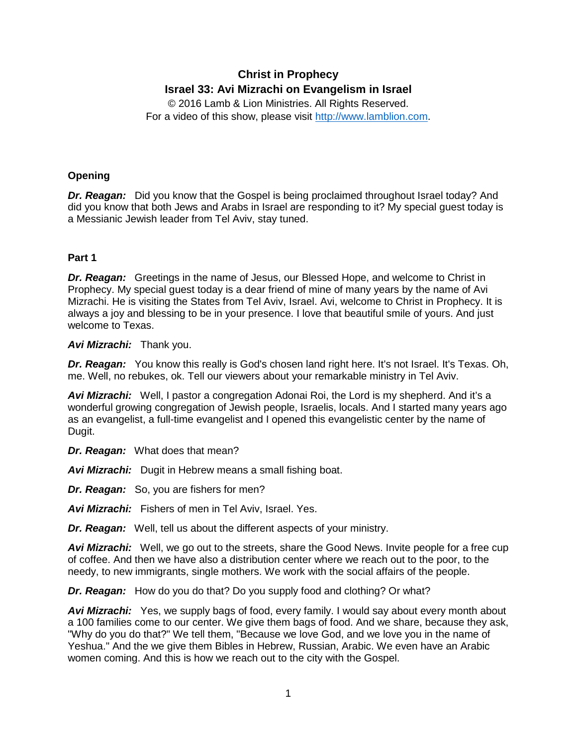# Christ in Prophecy

## Israel 33: Avi Mizrachi on Evangelism in Israel

© 2016 Lamb & Lion Ministries. All Rights Reserved.
For a video of this show, please visit http://www.lamblion.com.

### Opening

***Dr. Reagan:*** Did you know that the Gospel is being proclaimed throughout Israel today? And did you know that both Jews and Arabs in Israel are responding to it? My special guest today is a Messianic Jewish leader from Tel Aviv, stay tuned.

### Part 1

***Dr. Reagan:*** Greetings in the name of Jesus, our Blessed Hope, and welcome to Christ in Prophecy. My special guest today is a dear friend of mine of many years by the name of Avi Mizrachi. He is visiting the States from Tel Aviv, Israel. Avi, welcome to Christ in Prophecy. It is always a joy and blessing to be in your presence. I love that beautiful smile of yours. And just welcome to Texas.

***Avi Mizrachi:*** Thank you.

***Dr. Reagan:*** You know this really is God's chosen land right here. It's not Israel. It's Texas. Oh, me. Well, no rebukes, ok. Tell our viewers about your remarkable ministry in Tel Aviv.

***Avi Mizrachi:*** Well, I pastor a congregation Adonai Roi, the Lord is my shepherd. And it's a wonderful growing congregation of Jewish people, Israelis, locals. And I started many years ago as an evangelist, a full-time evangelist and I opened this evangelistic center by the name of Dugit.

***Dr. Reagan:*** What does that mean?

***Avi Mizrachi:*** Dugit in Hebrew means a small fishing boat.

***Dr. Reagan:*** So, you are fishers for men?

***Avi Mizrachi:*** Fishers of men in Tel Aviv, Israel. Yes.

***Dr. Reagan:*** Well, tell us about the different aspects of your ministry.

***Avi Mizrachi:*** Well, we go out to the streets, share the Good News. Invite people for a free cup of coffee. And then we have also a distribution center where we reach out to the poor, to the needy, to new immigrants, single mothers. We work with the social affairs of the people.

***Dr. Reagan:*** How do you do that? Do you supply food and clothing? Or what?

***Avi Mizrachi:*** Yes, we supply bags of food, every family. I would say about every month about a 100 families come to our center. We give them bags of food. And we share, because they ask, "Why do you do that?" We tell them, "Because we love God, and we love you in the name of Yeshua." And the we give them Bibles in Hebrew, Russian, Arabic. We even have an Arabic women coming. And this is how we reach out to the city with the Gospel.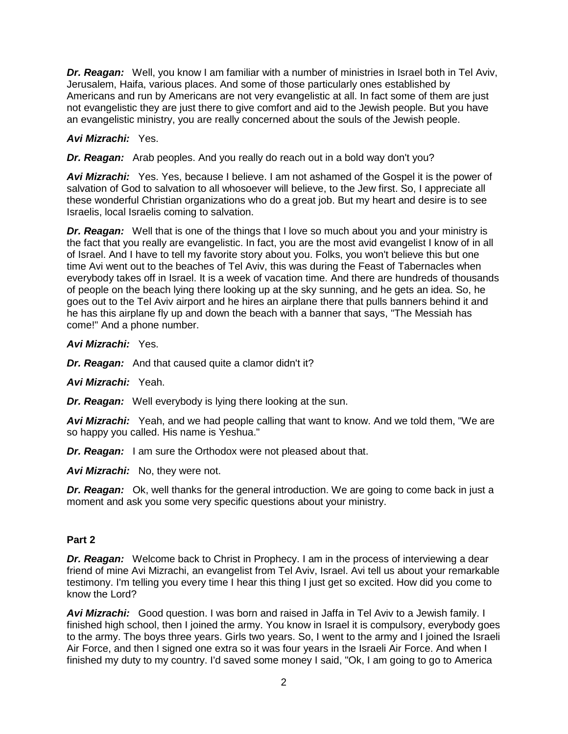***Dr. Reagan:*** Well, you know I am familiar with a number of ministries in Israel both in Tel Aviv, Jerusalem, Haifa, various places. And some of those particularly ones established by Americans and run by Americans are not very evangelistic at all. In fact some of them are just not evangelistic they are just there to give comfort and aid to the Jewish people. But you have an evangelistic ministry, you are really concerned about the souls of the Jewish people.

***Avi Mizrachi:*** Yes.

***Dr. Reagan:*** Arab peoples. And you really do reach out in a bold way don't you?

***Avi Mizrachi:*** Yes. Yes, because I believe. I am not ashamed of the Gospel it is the power of salvation of God to salvation to all whosoever will believe, to the Jew first. So, I appreciate all these wonderful Christian organizations who do a great job. But my heart and desire is to see Israelis, local Israelis coming to salvation.

***Dr. Reagan:*** Well that is one of the things that I love so much about you and your ministry is the fact that you really are evangelistic. In fact, you are the most avid evangelist I know of in all of Israel. And I have to tell my favorite story about you. Folks, you won't believe this but one time Avi went out to the beaches of Tel Aviv, this was during the Feast of Tabernacles when everybody takes off in Israel. It is a week of vacation time. And there are hundreds of thousands of people on the beach lying there looking up at the sky sunning, and he gets an idea. So, he goes out to the Tel Aviv airport and he hires an airplane there that pulls banners behind it and he has this airplane fly up and down the beach with a banner that says, "The Messiah has come!" And a phone number.

***Avi Mizrachi:*** Yes.

***Dr. Reagan:*** And that caused quite a clamor didn't it?

***Avi Mizrachi:*** Yeah.

***Dr. Reagan:*** Well everybody is lying there looking at the sun.

***Avi Mizrachi:*** Yeah, and we had people calling that want to know. And we told them, "We are so happy you called. His name is Yeshua."

***Dr. Reagan:*** I am sure the Orthodox were not pleased about that.

***Avi Mizrachi:*** No, they were not.

***Dr. Reagan:*** Ok, well thanks for the general introduction. We are going to come back in just a moment and ask you some very specific questions about your ministry.

**Part 2**

***Dr. Reagan:*** Welcome back to Christ in Prophecy. I am in the process of interviewing a dear friend of mine Avi Mizrachi, an evangelist from Tel Aviv, Israel. Avi tell us about your remarkable testimony. I'm telling you every time I hear this thing I just get so excited. How did you come to know the Lord?

***Avi Mizrachi:*** Good question. I was born and raised in Jaffa in Tel Aviv to a Jewish family. I finished high school, then I joined the army. You know in Israel it is compulsory, everybody goes to the army. The boys three years. Girls two years. So, I went to the army and I joined the Israeli Air Force, and then I signed one extra so it was four years in the Israeli Air Force. And when I finished my duty to my country. I'd saved some money I said, "Ok, I am going to go to America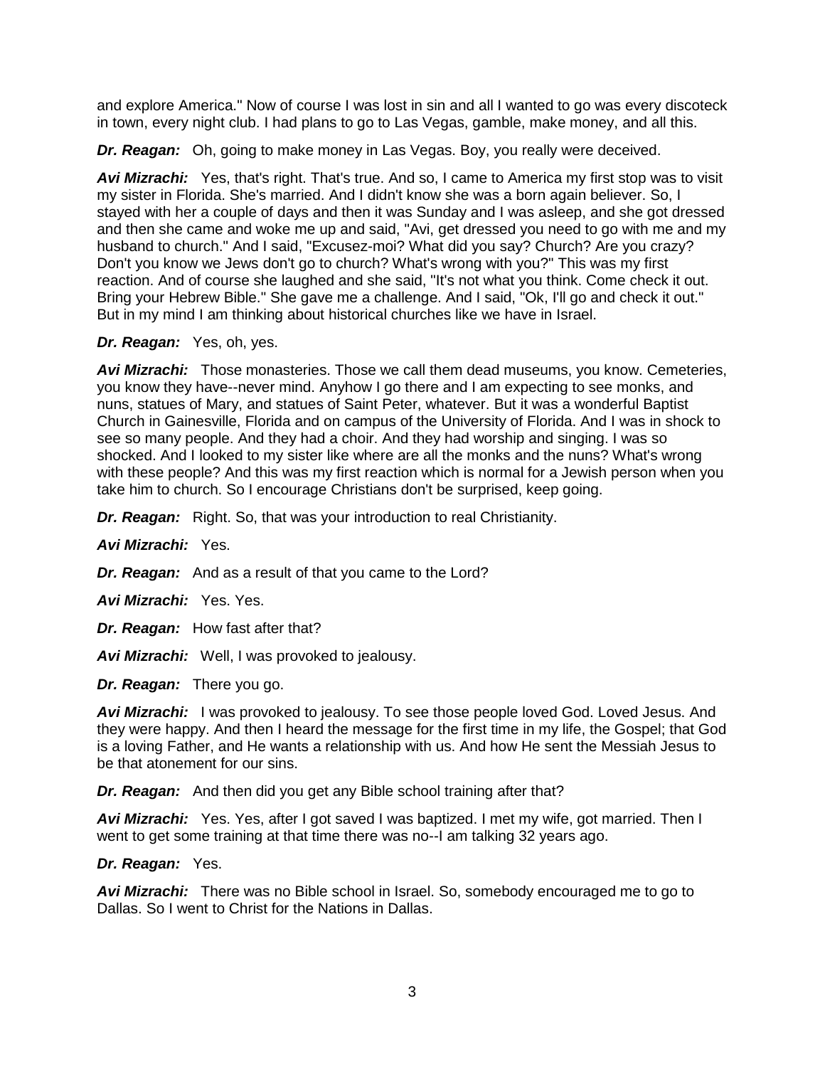and explore America." Now of course I was lost in sin and all I wanted to go was every discoteck in town, every night club. I had plans to go to Las Vegas, gamble, make money, and all this.

***Dr. Reagan:*** Oh, going to make money in Las Vegas. Boy, you really were deceived.

***Avi Mizrachi:*** Yes, that's right. That's true. And so, I came to America my first stop was to visit my sister in Florida. She's married. And I didn't know she was a born again believer. So, I stayed with her a couple of days and then it was Sunday and I was asleep, and she got dressed and then she came and woke me up and said, "Avi, get dressed you need to go with me and my husband to church." And I said, "Excusez-moi? What did you say? Church? Are you crazy? Don't you know we Jews don't go to church? What's wrong with you?" This was my first reaction. And of course she laughed and she said, "It's not what you think. Come check it out. Bring your Hebrew Bible." She gave me a challenge. And I said, "Ok, I'll go and check it out." But in my mind I am thinking about historical churches like we have in Israel.

***Dr. Reagan:*** Yes, oh, yes.

***Avi Mizrachi:*** Those monasteries. Those we call them dead museums, you know. Cemeteries, you know they have--never mind. Anyhow I go there and I am expecting to see monks, and nuns, statues of Mary, and statues of Saint Peter, whatever. But it was a wonderful Baptist Church in Gainesville, Florida and on campus of the University of Florida. And I was in shock to see so many people. And they had a choir. And they had worship and singing. I was so shocked. And I looked to my sister like where are all the monks and the nuns? What's wrong with these people? And this was my first reaction which is normal for a Jewish person when you take him to church. So I encourage Christians don't be surprised, keep going.

***Dr. Reagan:*** Right. So, that was your introduction to real Christianity.

***Avi Mizrachi:*** Yes.

***Dr. Reagan:*** And as a result of that you came to the Lord?

***Avi Mizrachi:*** Yes. Yes.

***Dr. Reagan:*** How fast after that?

***Avi Mizrachi:*** Well, I was provoked to jealousy.

***Dr. Reagan:*** There you go.

***Avi Mizrachi:*** I was provoked to jealousy. To see those people loved God. Loved Jesus. And they were happy. And then I heard the message for the first time in my life, the Gospel; that God is a loving Father, and He wants a relationship with us. And how He sent the Messiah Jesus to be that atonement for our sins.

***Dr. Reagan:*** And then did you get any Bible school training after that?

***Avi Mizrachi:*** Yes. Yes, after I got saved I was baptized. I met my wife, got married. Then I went to get some training at that time there was no--I am talking 32 years ago.

***Dr. Reagan:*** Yes.

***Avi Mizrachi:*** There was no Bible school in Israel. So, somebody encouraged me to go to Dallas. So I went to Christ for the Nations in Dallas.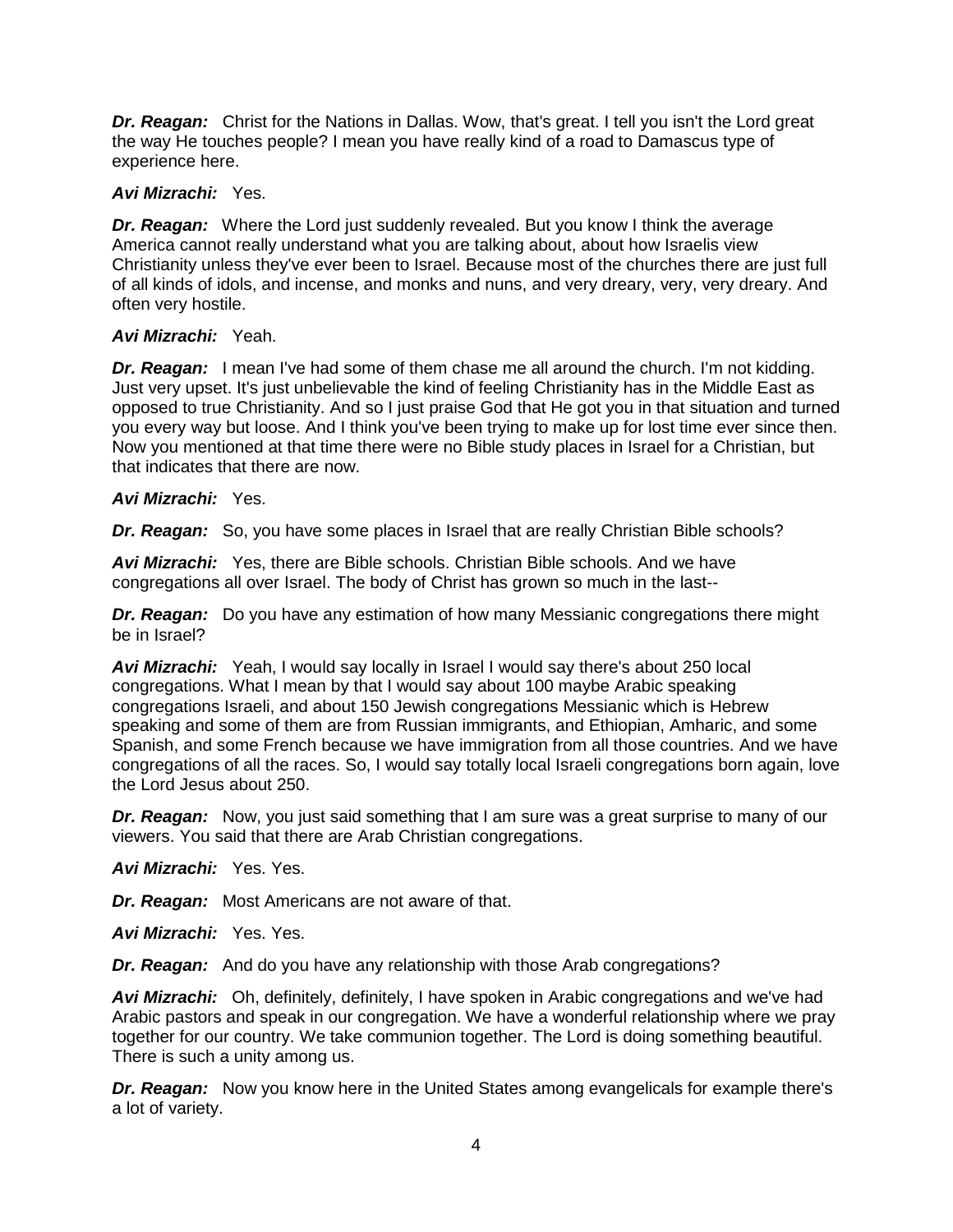***Dr. Reagan:*** Christ for the Nations in Dallas. Wow, that's great. I tell you isn't the Lord great the way He touches people? I mean you have really kind of a road to Damascus type of experience here.

***Avi Mizrachi:*** Yes.

***Dr. Reagan:*** Where the Lord just suddenly revealed. But you know I think the average America cannot really understand what you are talking about, about how Israelis view Christianity unless they've ever been to Israel. Because most of the churches there are just full of all kinds of idols, and incense, and monks and nuns, and very dreary, very, very dreary. And often very hostile.

***Avi Mizrachi:*** Yeah.

***Dr. Reagan:*** I mean I've had some of them chase me all around the church. I'm not kidding. Just very upset. It's just unbelievable the kind of feeling Christianity has in the Middle East as opposed to true Christianity. And so I just praise God that He got you in that situation and turned you every way but loose. And I think you've been trying to make up for lost time ever since then. Now you mentioned at that time there were no Bible study places in Israel for a Christian, but that indicates that there are now.

***Avi Mizrachi:*** Yes.

***Dr. Reagan:*** So, you have some places in Israel that are really Christian Bible schools?

***Avi Mizrachi:*** Yes, there are Bible schools. Christian Bible schools. And we have congregations all over Israel. The body of Christ has grown so much in the last--

***Dr. Reagan:*** Do you have any estimation of how many Messianic congregations there might be in Israel?

***Avi Mizrachi:*** Yeah, I would say locally in Israel I would say there's about 250 local congregations. What I mean by that I would say about 100 maybe Arabic speaking congregations Israeli, and about 150 Jewish congregations Messianic which is Hebrew speaking and some of them are from Russian immigrants, and Ethiopian, Amharic, and some Spanish, and some French because we have immigration from all those countries. And we have congregations of all the races. So, I would say totally local Israeli congregations born again, love the Lord Jesus about 250.

***Dr. Reagan:*** Now, you just said something that I am sure was a great surprise to many of our viewers. You said that there are Arab Christian congregations.

***Avi Mizrachi:*** Yes. Yes.

***Dr. Reagan:*** Most Americans are not aware of that.

***Avi Mizrachi:*** Yes. Yes.

***Dr. Reagan:*** And do you have any relationship with those Arab congregations?

***Avi Mizrachi:*** Oh, definitely, definitely, I have spoken in Arabic congregations and we've had Arabic pastors and speak in our congregation. We have a wonderful relationship where we pray together for our country. We take communion together. The Lord is doing something beautiful. There is such a unity among us.

***Dr. Reagan:*** Now you know here in the United States among evangelicals for example there's a lot of variety.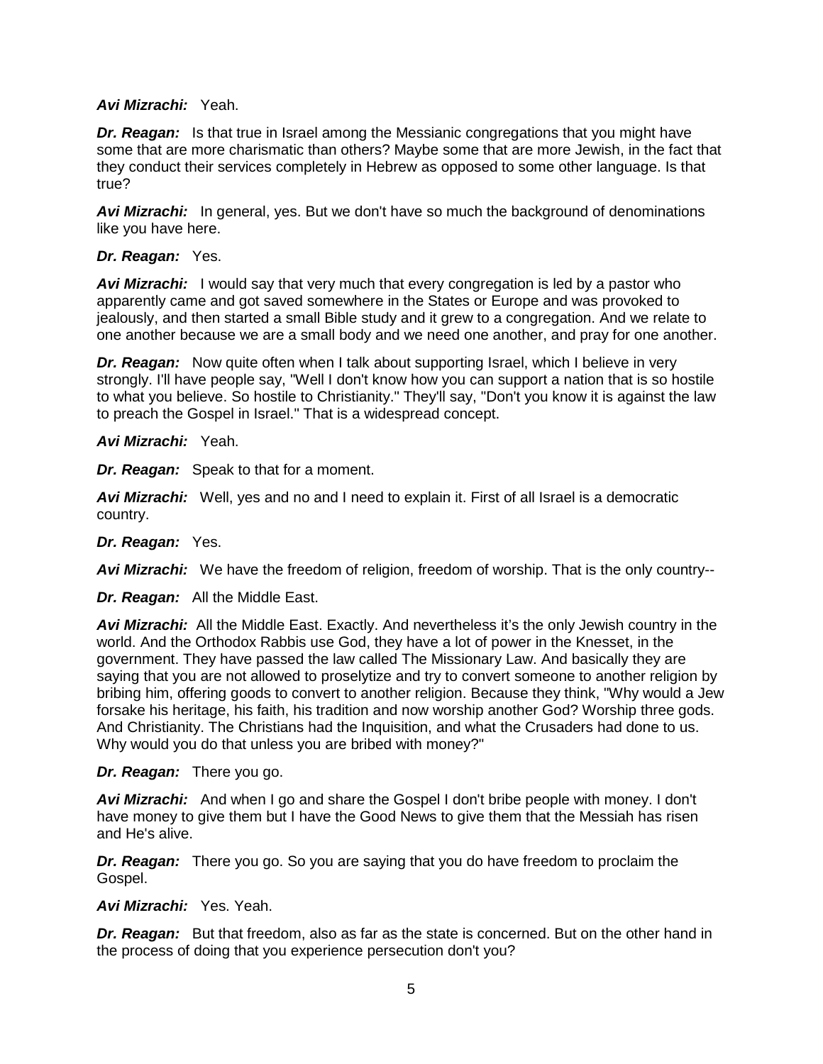***Avi Mizrachi:*** Yeah.

***Dr. Reagan:*** Is that true in Israel among the Messianic congregations that you might have some that are more charismatic than others? Maybe some that are more Jewish, in the fact that they conduct their services completely in Hebrew as opposed to some other language. Is that true?

***Avi Mizrachi:*** In general, yes. But we don't have so much the background of denominations like you have here.

***Dr. Reagan:*** Yes.

***Avi Mizrachi:*** I would say that very much that every congregation is led by a pastor who apparently came and got saved somewhere in the States or Europe and was provoked to jealously, and then started a small Bible study and it grew to a congregation. And we relate to one another because we are a small body and we need one another, and pray for one another.

***Dr. Reagan:*** Now quite often when I talk about supporting Israel, which I believe in very strongly. I'll have people say, "Well I don't know how you can support a nation that is so hostile to what you believe. So hostile to Christianity." They'll say, "Don't you know it is against the law to preach the Gospel in Israel." That is a widespread concept.

***Avi Mizrachi:*** Yeah.

***Dr. Reagan:*** Speak to that for a moment.

***Avi Mizrachi:*** Well, yes and no and I need to explain it. First of all Israel is a democratic country.

***Dr. Reagan:*** Yes.

***Avi Mizrachi:*** We have the freedom of religion, freedom of worship. That is the only country--

***Dr. Reagan:*** All the Middle East.

***Avi Mizrachi:*** All the Middle East. Exactly. And nevertheless it's the only Jewish country in the world. And the Orthodox Rabbis use God, they have a lot of power in the Knesset, in the government. They have passed the law called The Missionary Law. And basically they are saying that you are not allowed to proselytize and try to convert someone to another religion by bribing him, offering goods to convert to another religion. Because they think, "Why would a Jew forsake his heritage, his faith, his tradition and now worship another God? Worship three gods. And Christianity. The Christians had the Inquisition, and what the Crusaders had done to us. Why would you do that unless you are bribed with money?"

***Dr. Reagan:*** There you go.

***Avi Mizrachi:*** And when I go and share the Gospel I don't bribe people with money. I don't have money to give them but I have the Good News to give them that the Messiah has risen and He's alive.

***Dr. Reagan:*** There you go. So you are saying that you do have freedom to proclaim the Gospel.

***Avi Mizrachi:*** Yes. Yeah.

***Dr. Reagan:*** But that freedom, also as far as the state is concerned. But on the other hand in the process of doing that you experience persecution don't you?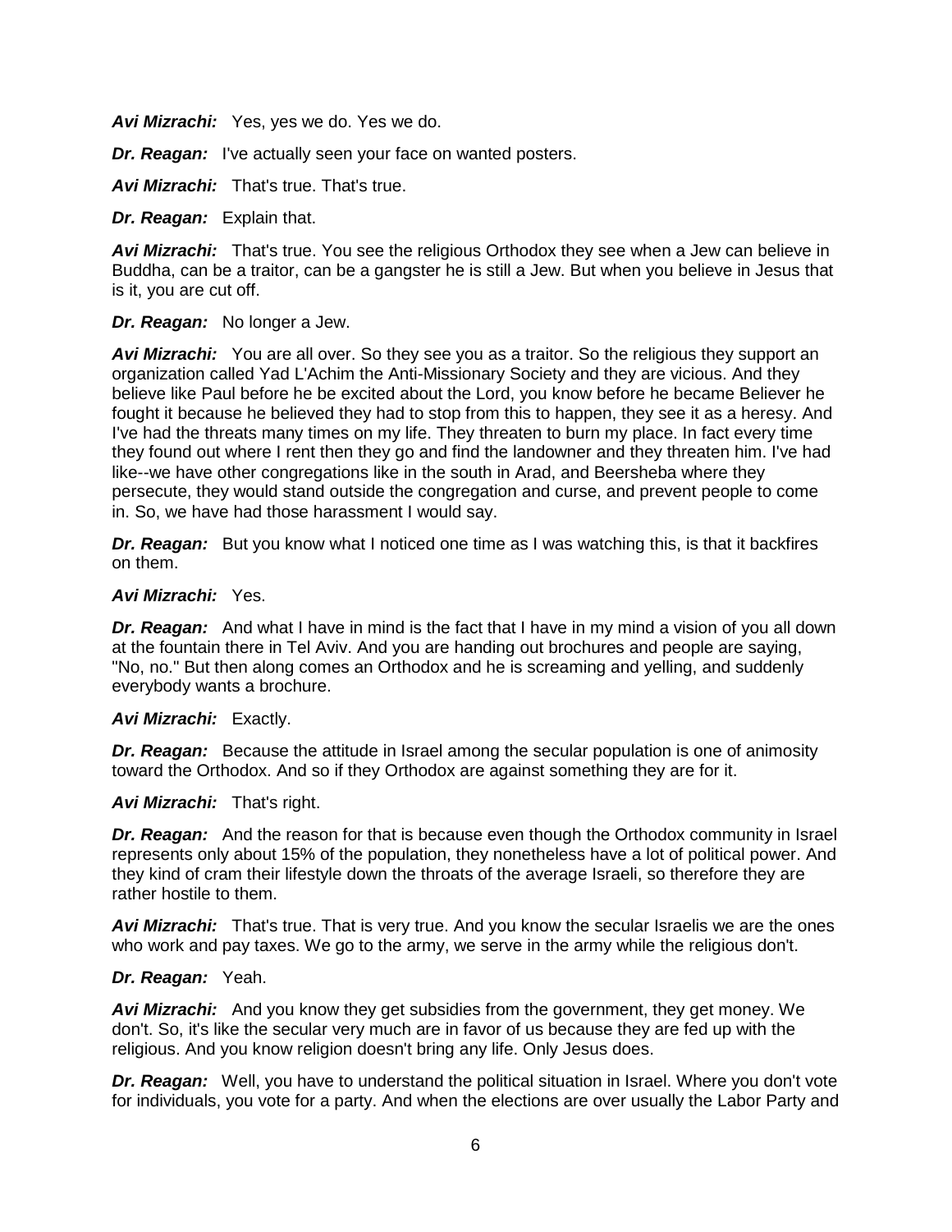***Avi Mizrachi:*** Yes, yes we do. Yes we do.

***Dr. Reagan:*** I've actually seen your face on wanted posters.

***Avi Mizrachi:*** That's true. That's true.

***Dr. Reagan:*** Explain that.

***Avi Mizrachi:*** That's true. You see the religious Orthodox they see when a Jew can believe in Buddha, can be a traitor, can be a gangster he is still a Jew. But when you believe in Jesus that is it, you are cut off.

***Dr. Reagan:*** No longer a Jew.

***Avi Mizrachi:*** You are all over. So they see you as a traitor. So the religious they support an organization called Yad L'Achim the Anti-Missionary Society and they are vicious. And they believe like Paul before he be excited about the Lord, you know before he became Believer he fought it because he believed they had to stop from this to happen, they see it as a heresy. And I've had the threats many times on my life. They threaten to burn my place. In fact every time they found out where I rent then they go and find the landowner and they threaten him. I've had like--we have other congregations like in the south in Arad, and Beersheba where they persecute, they would stand outside the congregation and curse, and prevent people to come in. So, we have had those harassment I would say.

***Dr. Reagan:*** But you know what I noticed one time as I was watching this, is that it backfires on them.

***Avi Mizrachi:*** Yes.

***Dr. Reagan:*** And what I have in mind is the fact that I have in my mind a vision of you all down at the fountain there in Tel Aviv. And you are handing out brochures and people are saying, "No, no." But then along comes an Orthodox and he is screaming and yelling, and suddenly everybody wants a brochure.

***Avi Mizrachi:*** Exactly.

***Dr. Reagan:*** Because the attitude in Israel among the secular population is one of animosity toward the Orthodox. And so if they Orthodox are against something they are for it.

***Avi Mizrachi:*** That's right.

***Dr. Reagan:*** And the reason for that is because even though the Orthodox community in Israel represents only about 15% of the population, they nonetheless have a lot of political power. And they kind of cram their lifestyle down the throats of the average Israeli, so therefore they are rather hostile to them.

***Avi Mizrachi:*** That's true. That is very true. And you know the secular Israelis we are the ones who work and pay taxes. We go to the army, we serve in the army while the religious don't.

***Dr. Reagan:*** Yeah.

***Avi Mizrachi:*** And you know they get subsidies from the government, they get money. We don't. So, it's like the secular very much are in favor of us because they are fed up with the religious. And you know religion doesn't bring any life. Only Jesus does.

***Dr. Reagan:*** Well, you have to understand the political situation in Israel. Where you don't vote for individuals, you vote for a party. And when the elections are over usually the Labor Party and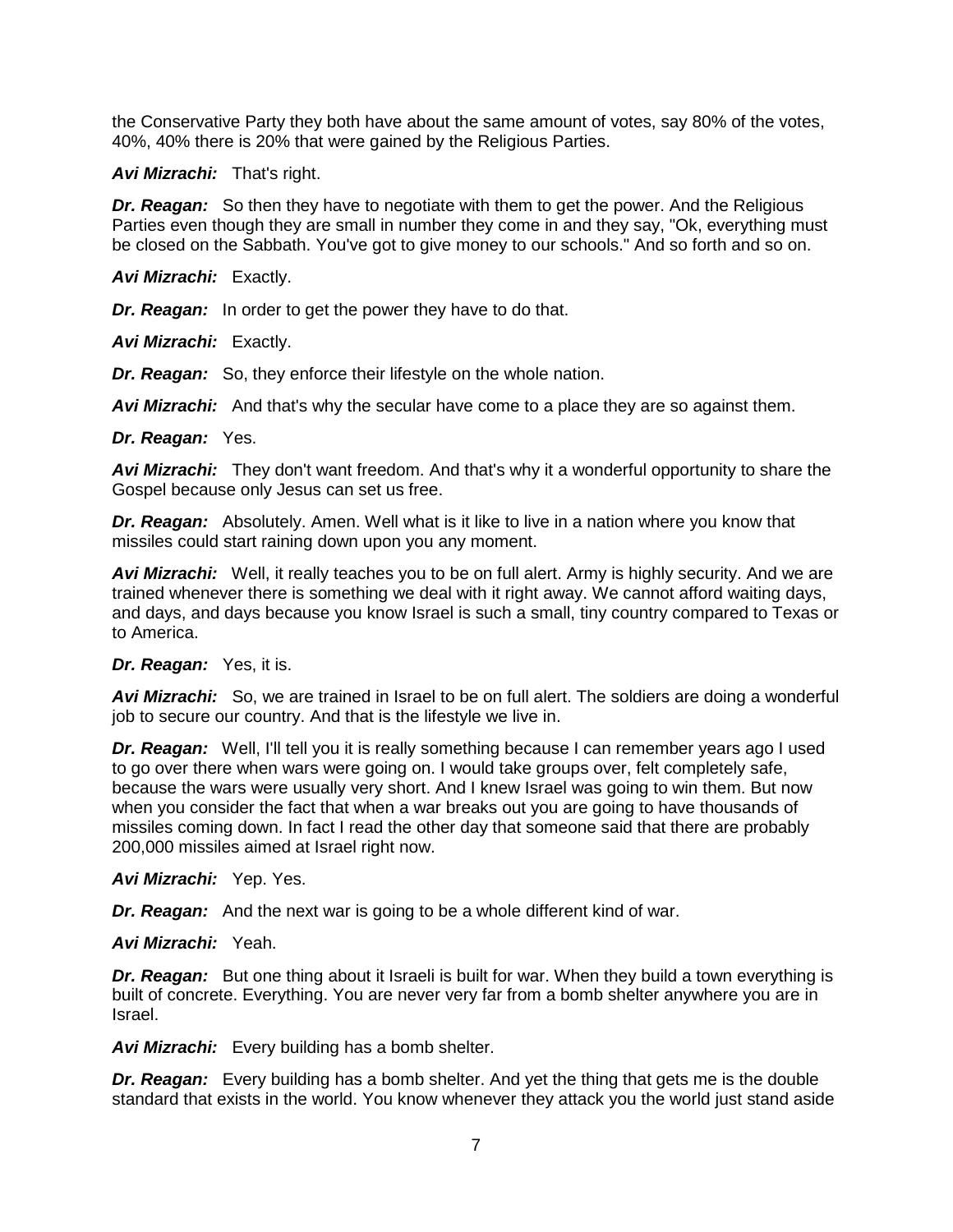the Conservative Party they both have about the same amount of votes, say 80% of the votes, 40%, 40% there is 20% that were gained by the Religious Parties.

***Avi Mizrachi:*** That's right.

***Dr. Reagan:*** So then they have to negotiate with them to get the power. And the Religious Parties even though they are small in number they come in and they say, "Ok, everything must be closed on the Sabbath. You've got to give money to our schools." And so forth and so on.

***Avi Mizrachi:*** Exactly.

***Dr. Reagan:*** In order to get the power they have to do that.

***Avi Mizrachi:*** Exactly.

***Dr. Reagan:*** So, they enforce their lifestyle on the whole nation.

***Avi Mizrachi:*** And that's why the secular have come to a place they are so against them.

***Dr. Reagan:*** Yes.

***Avi Mizrachi:*** They don't want freedom. And that's why it a wonderful opportunity to share the Gospel because only Jesus can set us free.

***Dr. Reagan:*** Absolutely. Amen. Well what is it like to live in a nation where you know that missiles could start raining down upon you any moment.

***Avi Mizrachi:*** Well, it really teaches you to be on full alert. Army is highly security. And we are trained whenever there is something we deal with it right away. We cannot afford waiting days, and days, and days because you know Israel is such a small, tiny country compared to Texas or to America.

***Dr. Reagan:*** Yes, it is.

***Avi Mizrachi:*** So, we are trained in Israel to be on full alert. The soldiers are doing a wonderful job to secure our country. And that is the lifestyle we live in.

***Dr. Reagan:*** Well, I'll tell you it is really something because I can remember years ago I used to go over there when wars were going on. I would take groups over, felt completely safe, because the wars were usually very short. And I knew Israel was going to win them. But now when you consider the fact that when a war breaks out you are going to have thousands of missiles coming down. In fact I read the other day that someone said that there are probably 200,000 missiles aimed at Israel right now.

***Avi Mizrachi:*** Yep. Yes.

***Dr. Reagan:*** And the next war is going to be a whole different kind of war.

***Avi Mizrachi:*** Yeah.

***Dr. Reagan:*** But one thing about it Israeli is built for war. When they build a town everything is built of concrete. Everything. You are never very far from a bomb shelter anywhere you are in Israel.

***Avi Mizrachi:*** Every building has a bomb shelter.

***Dr. Reagan:*** Every building has a bomb shelter. And yet the thing that gets me is the double standard that exists in the world. You know whenever they attack you the world just stand aside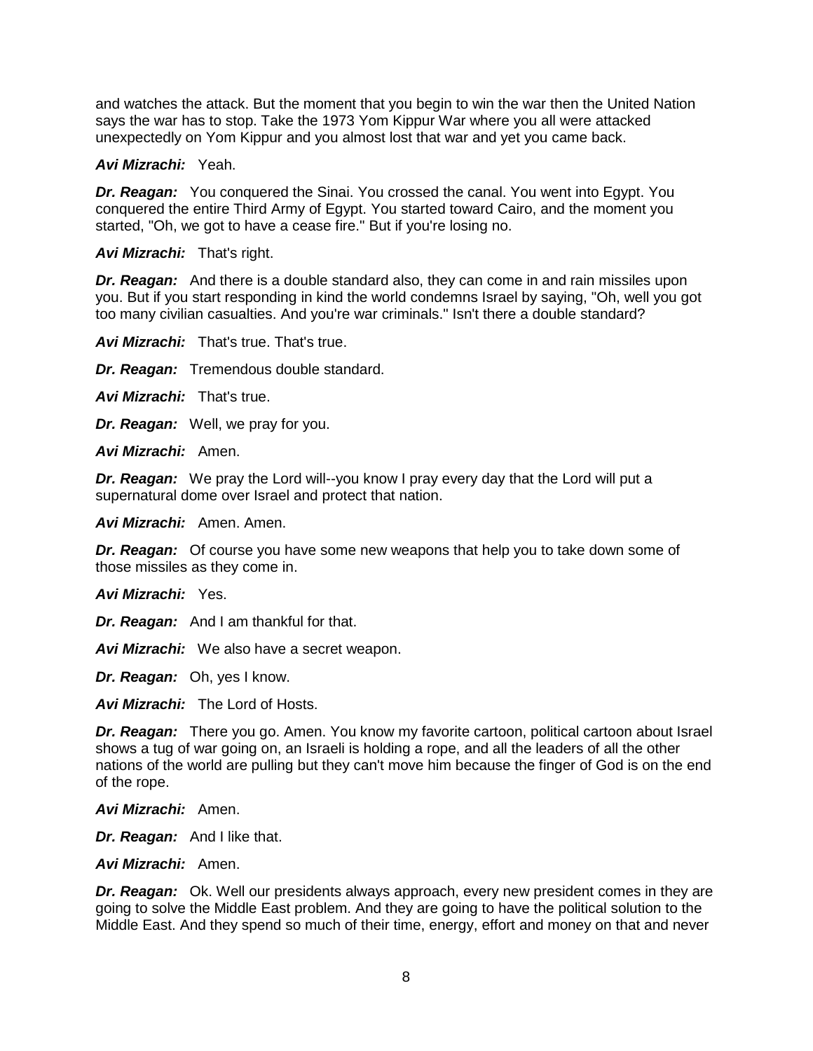and watches the attack. But the moment that you begin to win the war then the United Nation says the war has to stop. Take the 1973 Yom Kippur War where you all were attacked unexpectedly on Yom Kippur and you almost lost that war and yet you came back.

***Avi Mizrachi:*** Yeah.

***Dr. Reagan:*** You conquered the Sinai. You crossed the canal. You went into Egypt. You conquered the entire Third Army of Egypt. You started toward Cairo, and the moment you started, "Oh, we got to have a cease fire." But if you're losing no.

***Avi Mizrachi:*** That's right.

***Dr. Reagan:*** And there is a double standard also, they can come in and rain missiles upon you. But if you start responding in kind the world condemns Israel by saying, "Oh, well you got too many civilian casualties. And you're war criminals." Isn't there a double standard?

***Avi Mizrachi:*** That's true. That's true.

***Dr. Reagan:*** Tremendous double standard.

***Avi Mizrachi:*** That's true.

***Dr. Reagan:*** Well, we pray for you.

***Avi Mizrachi:*** Amen.

***Dr. Reagan:*** We pray the Lord will--you know I pray every day that the Lord will put a supernatural dome over Israel and protect that nation.

***Avi Mizrachi:*** Amen. Amen.

***Dr. Reagan:*** Of course you have some new weapons that help you to take down some of those missiles as they come in.

***Avi Mizrachi:*** Yes.

***Dr. Reagan:*** And I am thankful for that.

***Avi Mizrachi:*** We also have a secret weapon.

***Dr. Reagan:*** Oh, yes I know.

***Avi Mizrachi:*** The Lord of Hosts.

***Dr. Reagan:*** There you go. Amen. You know my favorite cartoon, political cartoon about Israel shows a tug of war going on, an Israeli is holding a rope, and all the leaders of all the other nations of the world are pulling but they can't move him because the finger of God is on the end of the rope.

***Avi Mizrachi:*** Amen.

***Dr. Reagan:*** And I like that.

***Avi Mizrachi:*** Amen.

***Dr. Reagan:*** Ok. Well our presidents always approach, every new president comes in they are going to solve the Middle East problem. And they are going to have the political solution to the Middle East. And they spend so much of their time, energy, effort and money on that and never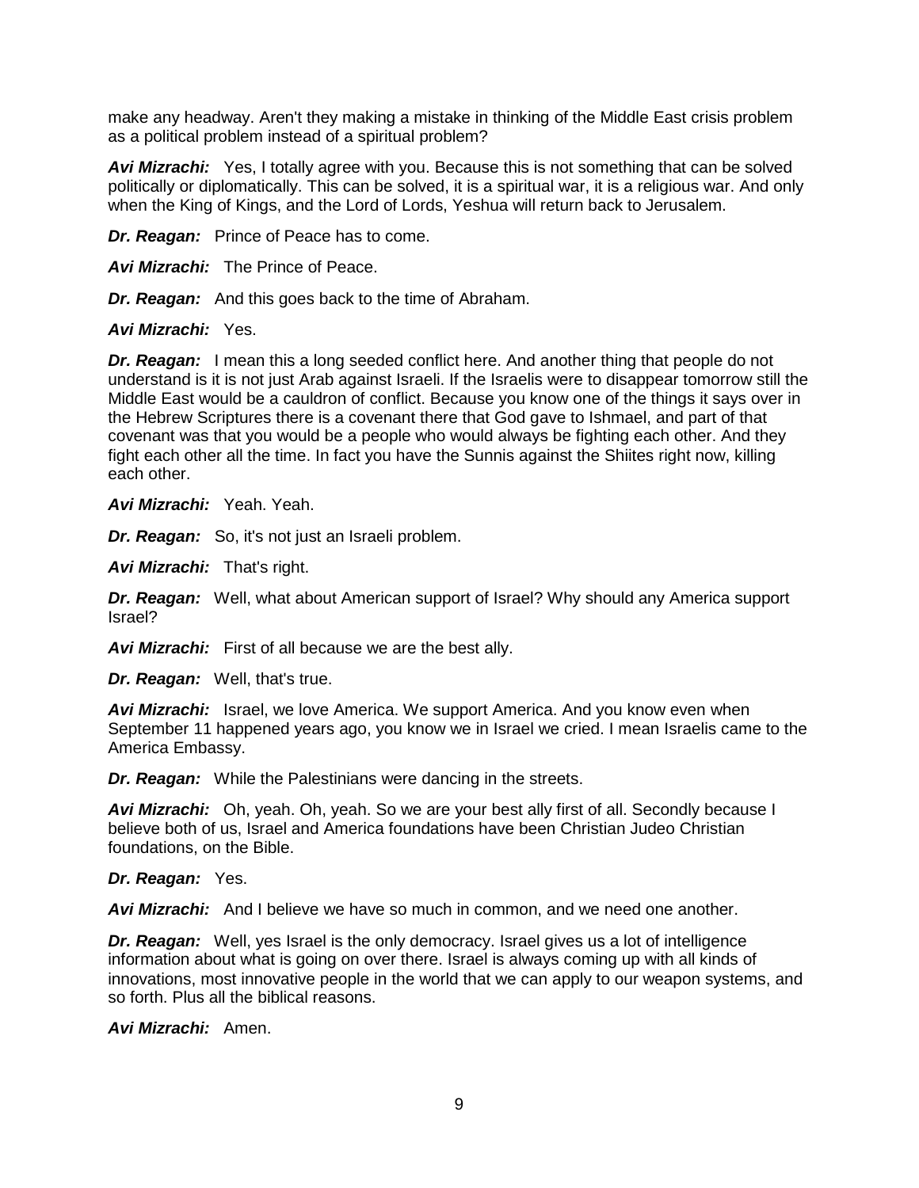make any headway. Aren't they making a mistake in thinking of the Middle East crisis problem as a political problem instead of a spiritual problem?

***Avi Mizrachi:*** Yes, I totally agree with you. Because this is not something that can be solved politically or diplomatically. This can be solved, it is a spiritual war, it is a religious war. And only when the King of Kings, and the Lord of Lords, Yeshua will return back to Jerusalem.

***Dr. Reagan:*** Prince of Peace has to come.

***Avi Mizrachi:*** The Prince of Peace.

***Dr. Reagan:*** And this goes back to the time of Abraham.

***Avi Mizrachi:*** Yes.

***Dr. Reagan:*** I mean this a long seeded conflict here. And another thing that people do not understand is it is not just Arab against Israeli. If the Israelis were to disappear tomorrow still the Middle East would be a cauldron of conflict. Because you know one of the things it says over in the Hebrew Scriptures there is a covenant there that God gave to Ishmael, and part of that covenant was that you would be a people who would always be fighting each other. And they fight each other all the time. In fact you have the Sunnis against the Shiites right now, killing each other.

***Avi Mizrachi:*** Yeah. Yeah.

***Dr. Reagan:*** So, it's not just an Israeli problem.

***Avi Mizrachi:*** That's right.

***Dr. Reagan:*** Well, what about American support of Israel? Why should any America support Israel?

***Avi Mizrachi:*** First of all because we are the best ally.

***Dr. Reagan:*** Well, that's true.

***Avi Mizrachi:*** Israel, we love America. We support America. And you know even when September 11 happened years ago, you know we in Israel we cried. I mean Israelis came to the America Embassy.

***Dr. Reagan:*** While the Palestinians were dancing in the streets.

***Avi Mizrachi:*** Oh, yeah. Oh, yeah. So we are your best ally first of all. Secondly because I believe both of us, Israel and America foundations have been Christian Judeo Christian foundations, on the Bible.

***Dr. Reagan:*** Yes.

***Avi Mizrachi:*** And I believe we have so much in common, and we need one another.

***Dr. Reagan:*** Well, yes Israel is the only democracy. Israel gives us a lot of intelligence information about what is going on over there. Israel is always coming up with all kinds of innovations, most innovative people in the world that we can apply to our weapon systems, and so forth. Plus all the biblical reasons.

***Avi Mizrachi:*** Amen.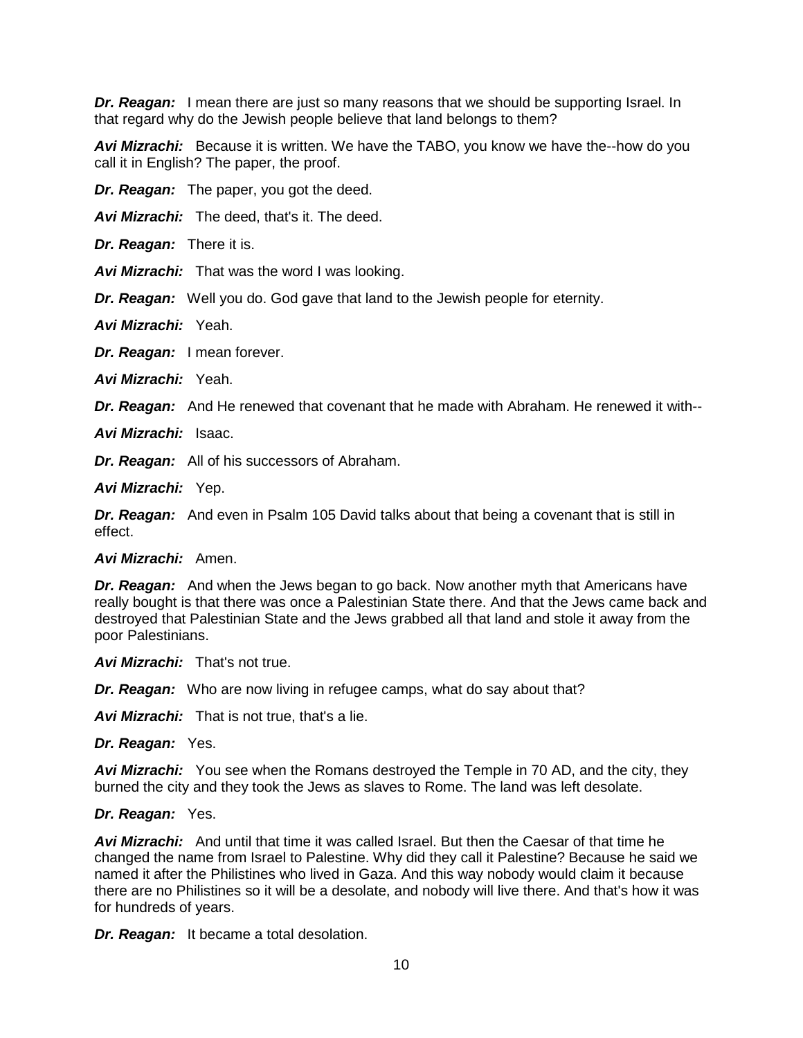***Dr. Reagan:*** I mean there are just so many reasons that we should be supporting Israel. In that regard why do the Jewish people believe that land belongs to them?

***Avi Mizrachi:*** Because it is written. We have the TABO, you know we have the--how do you call it in English? The paper, the proof.

***Dr. Reagan:*** The paper, you got the deed.

***Avi Mizrachi:*** The deed, that's it. The deed.

***Dr. Reagan:*** There it is.

***Avi Mizrachi:*** That was the word I was looking.

***Dr. Reagan:*** Well you do. God gave that land to the Jewish people for eternity.

***Avi Mizrachi:*** Yeah.

***Dr. Reagan:*** I mean forever.

***Avi Mizrachi:*** Yeah.

***Dr. Reagan:*** And He renewed that covenant that he made with Abraham. He renewed it with--

***Avi Mizrachi:*** Isaac.

***Dr. Reagan:*** All of his successors of Abraham.

***Avi Mizrachi:*** Yep.

***Dr. Reagan:*** And even in Psalm 105 David talks about that being a covenant that is still in effect.

***Avi Mizrachi:*** Amen.

***Dr. Reagan:*** And when the Jews began to go back. Now another myth that Americans have really bought is that there was once a Palestinian State there. And that the Jews came back and destroyed that Palestinian State and the Jews grabbed all that land and stole it away from the poor Palestinians.

***Avi Mizrachi:*** That's not true.

***Dr. Reagan:*** Who are now living in refugee camps, what do say about that?

***Avi Mizrachi:*** That is not true, that's a lie.

***Dr. Reagan:*** Yes.

***Avi Mizrachi:*** You see when the Romans destroyed the Temple in 70 AD, and the city, they burned the city and they took the Jews as slaves to Rome. The land was left desolate.

***Dr. Reagan:*** Yes.

***Avi Mizrachi:*** And until that time it was called Israel. But then the Caesar of that time he changed the name from Israel to Palestine. Why did they call it Palestine? Because he said we named it after the Philistines who lived in Gaza. And this way nobody would claim it because there are no Philistines so it will be a desolate, and nobody will live there. And that's how it was for hundreds of years.

***Dr. Reagan:*** It became a total desolation.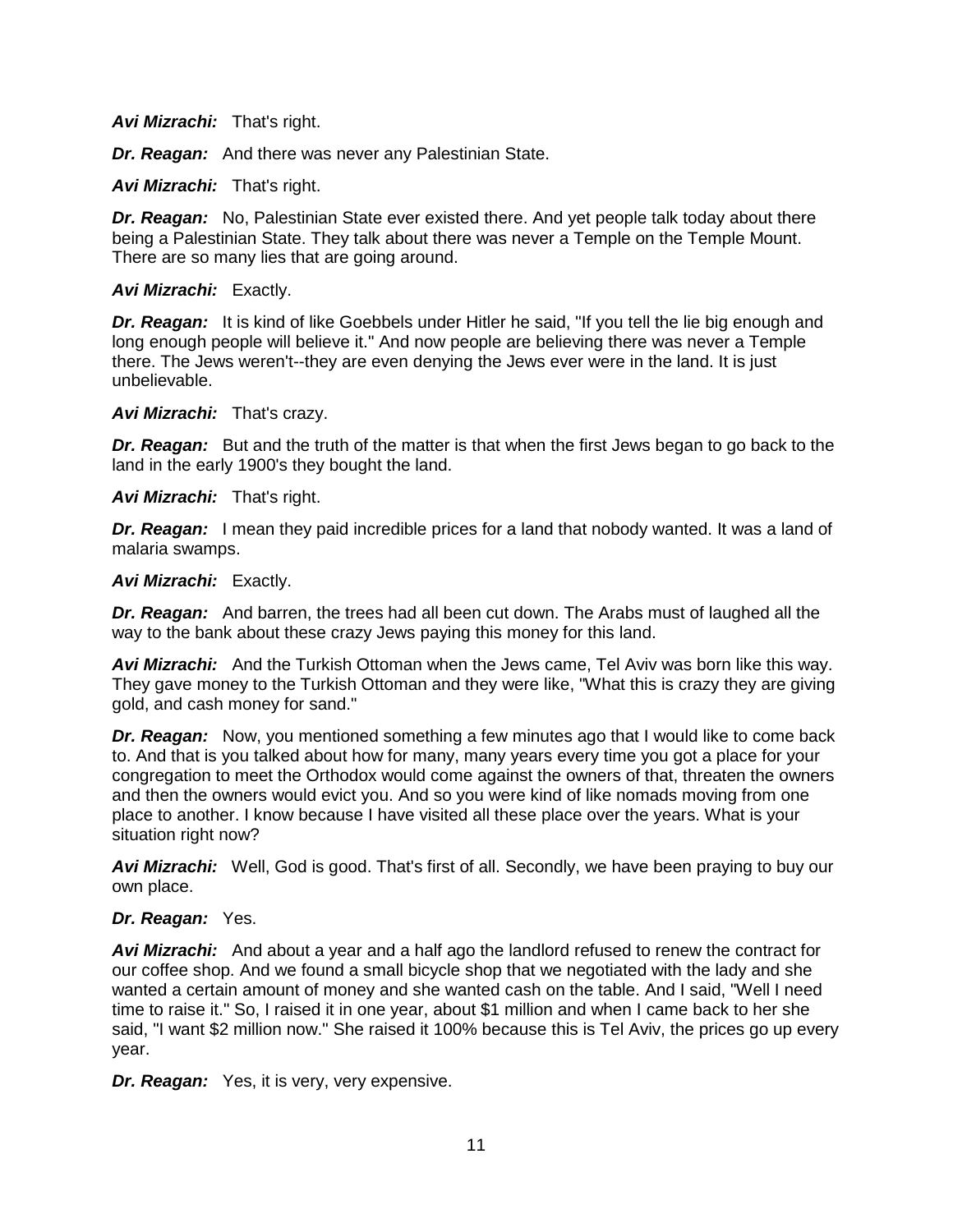***Avi Mizrachi:*** That's right.

***Dr. Reagan:*** And there was never any Palestinian State.

***Avi Mizrachi:*** That's right.

***Dr. Reagan:*** No, Palestinian State ever existed there. And yet people talk today about there being a Palestinian State. They talk about there was never a Temple on the Temple Mount. There are so many lies that are going around.

***Avi Mizrachi:*** Exactly.

***Dr. Reagan:*** It is kind of like Goebbels under Hitler he said, "If you tell the lie big enough and long enough people will believe it." And now people are believing there was never a Temple there. The Jews weren't--they are even denying the Jews ever were in the land. It is just unbelievable.

***Avi Mizrachi:*** That's crazy.

***Dr. Reagan:*** But and the truth of the matter is that when the first Jews began to go back to the land in the early 1900's they bought the land.

***Avi Mizrachi:*** That's right.

***Dr. Reagan:*** I mean they paid incredible prices for a land that nobody wanted. It was a land of malaria swamps.

***Avi Mizrachi:*** Exactly.

***Dr. Reagan:*** And barren, the trees had all been cut down. The Arabs must of laughed all the way to the bank about these crazy Jews paying this money for this land.

***Avi Mizrachi:*** And the Turkish Ottoman when the Jews came, Tel Aviv was born like this way. They gave money to the Turkish Ottoman and they were like, "What this is crazy they are giving gold, and cash money for sand."

***Dr. Reagan:*** Now, you mentioned something a few minutes ago that I would like to come back to. And that is you talked about how for many, many years every time you got a place for your congregation to meet the Orthodox would come against the owners of that, threaten the owners and then the owners would evict you. And so you were kind of like nomads moving from one place to another. I know because I have visited all these place over the years. What is your situation right now?

***Avi Mizrachi:*** Well, God is good. That's first of all. Secondly, we have been praying to buy our own place.

***Dr. Reagan:*** Yes.

***Avi Mizrachi:*** And about a year and a half ago the landlord refused to renew the contract for our coffee shop. And we found a small bicycle shop that we negotiated with the lady and she wanted a certain amount of money and she wanted cash on the table. And I said, "Well I need time to raise it." So, I raised it in one year, about $1 million and when I came back to her she said, "I want $2 million now." She raised it 100% because this is Tel Aviv, the prices go up every year.

***Dr. Reagan:*** Yes, it is very, very expensive.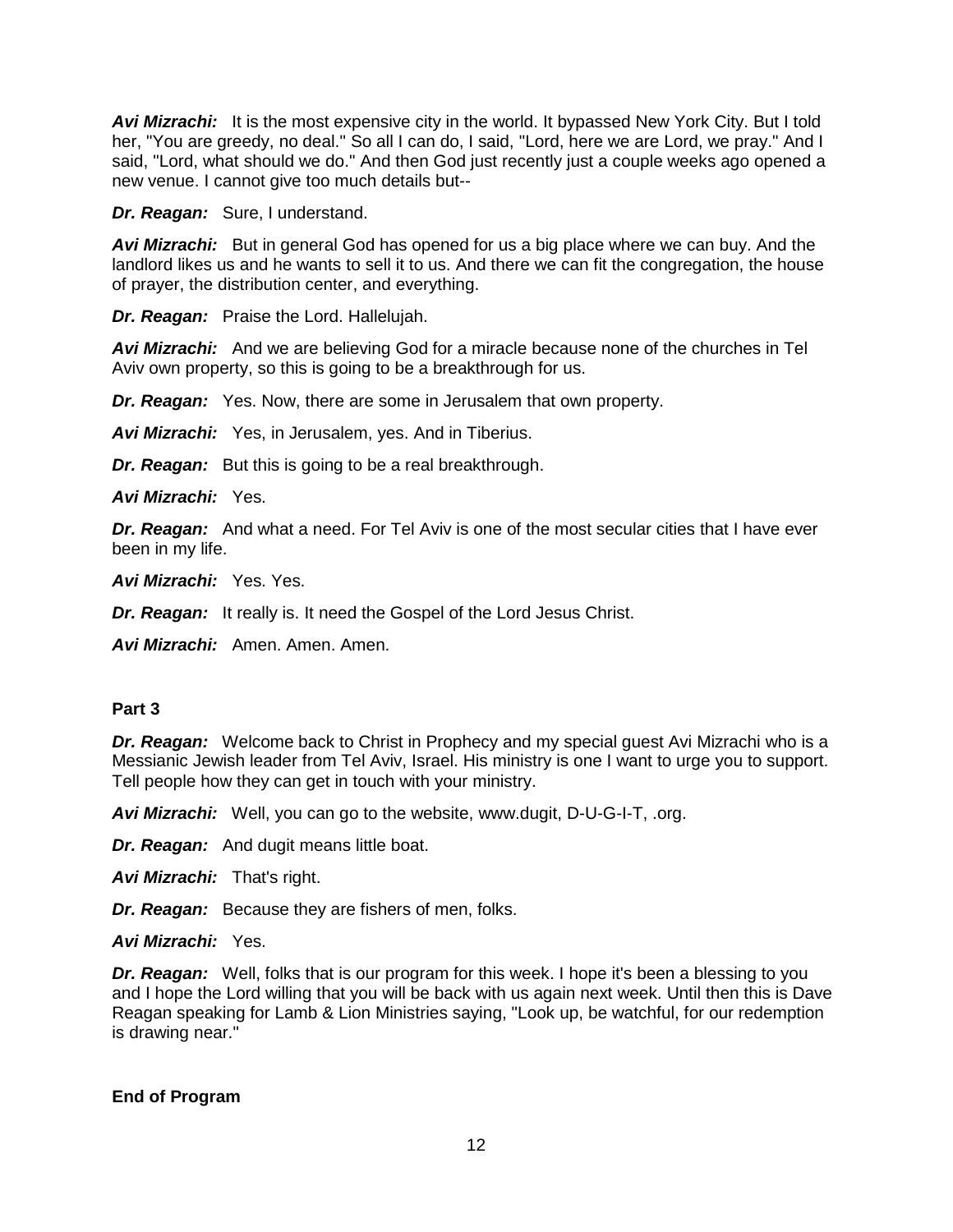***Avi Mizrachi:*** It is the most expensive city in the world. It bypassed New York City. But I told her, "You are greedy, no deal." So all I can do, I said, "Lord, here we are Lord, we pray." And I said, "Lord, what should we do." And then God just recently just a couple weeks ago opened a new venue. I cannot give too much details but--

***Dr. Reagan:*** Sure, I understand.

***Avi Mizrachi:*** But in general God has opened for us a big place where we can buy. And the landlord likes us and he wants to sell it to us. And there we can fit the congregation, the house of prayer, the distribution center, and everything.

***Dr. Reagan:*** Praise the Lord. Hallelujah.

***Avi Mizrachi:*** And we are believing God for a miracle because none of the churches in Tel Aviv own property, so this is going to be a breakthrough for us.

***Dr. Reagan:*** Yes. Now, there are some in Jerusalem that own property.

***Avi Mizrachi:*** Yes, in Jerusalem, yes. And in Tiberius.

***Dr. Reagan:*** But this is going to be a real breakthrough.

***Avi Mizrachi:*** Yes.

***Dr. Reagan:*** And what a need. For Tel Aviv is one of the most secular cities that I have ever been in my life.

***Avi Mizrachi:*** Yes. Yes.

***Dr. Reagan:*** It really is. It need the Gospel of the Lord Jesus Christ.

***Avi Mizrachi:*** Amen. Amen. Amen.

**Part 3**

***Dr. Reagan:*** Welcome back to Christ in Prophecy and my special guest Avi Mizrachi who is a Messianic Jewish leader from Tel Aviv, Israel. His ministry is one I want to urge you to support. Tell people how they can get in touch with your ministry.

***Avi Mizrachi:*** Well, you can go to the website, www.dugit, D-U-G-I-T, .org.

***Dr. Reagan:*** And dugit means little boat.

***Avi Mizrachi:*** That's right.

***Dr. Reagan:*** Because they are fishers of men, folks.

***Avi Mizrachi:*** Yes.

***Dr. Reagan:*** Well, folks that is our program for this week. I hope it's been a blessing to you and I hope the Lord willing that you will be back with us again next week. Until then this is Dave Reagan speaking for Lamb & Lion Ministries saying, "Look up, be watchful, for our redemption is drawing near."

**End of Program**